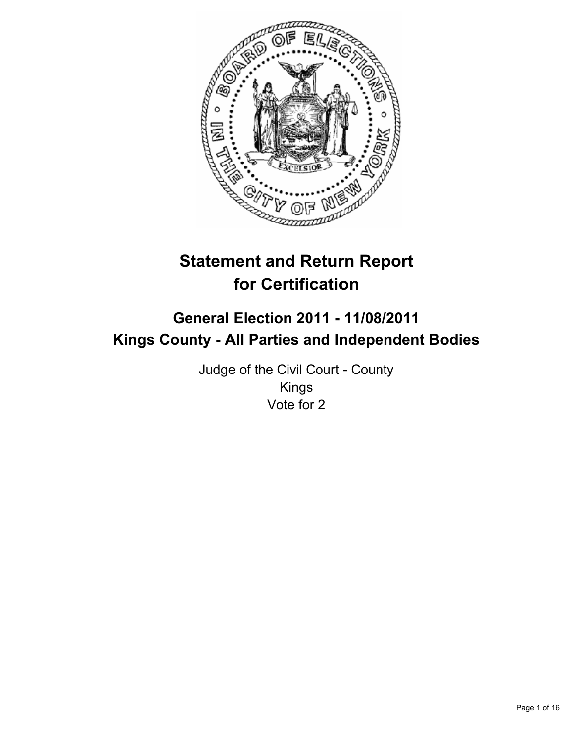# Statement and Return Report for Certification

## General Election 2011 - 11/08/2011
## Kings County - All Parties and Independent Bodies

Judge of the Civil Court - County
Kings
Vote for 2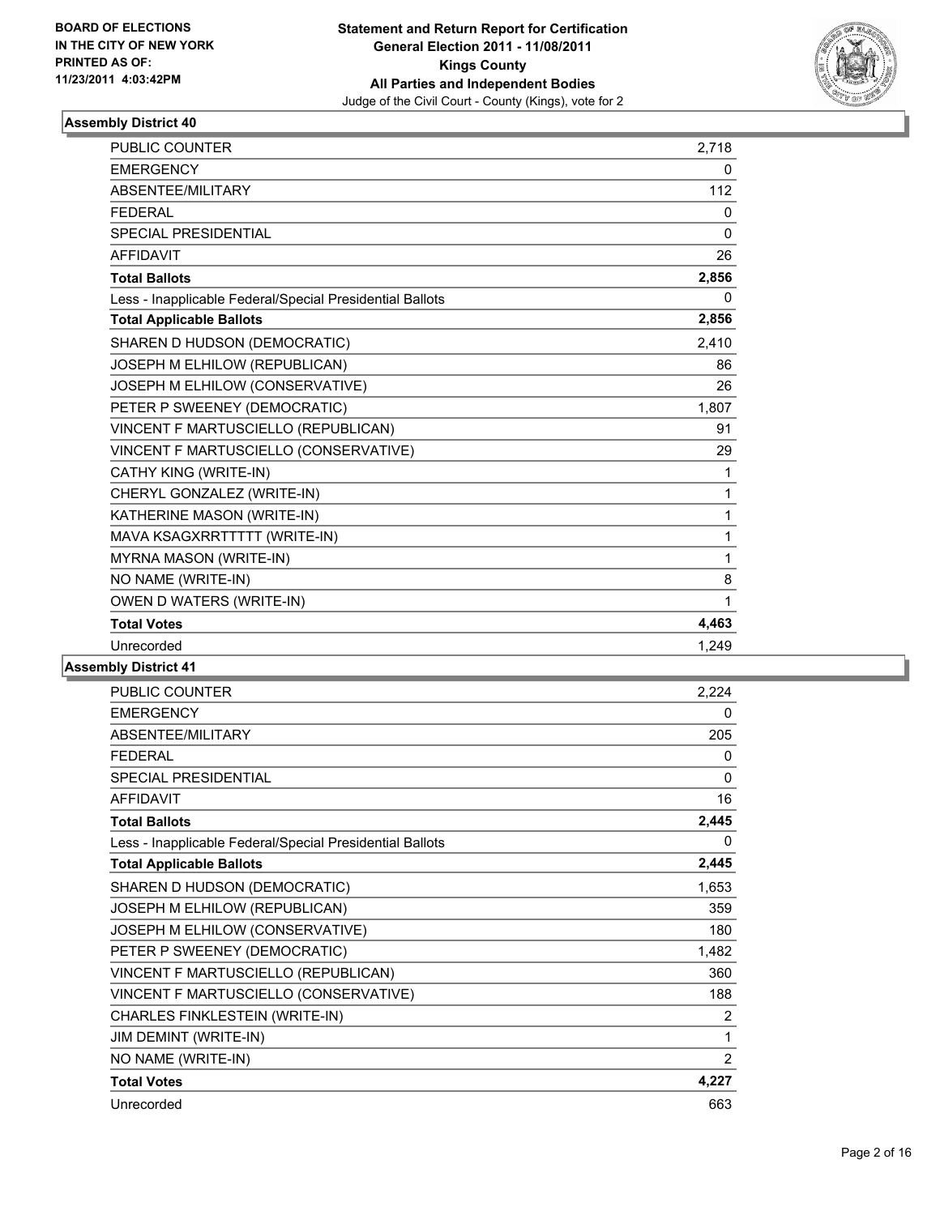**BOARD OF ELECTIONS IN THE CITY OF NEW YORK PRINTED AS OF: 11/23/2011 4:03:42PM**

**Statement and Return Report for Certification**
**General Election 2011 - 11/08/2011**
**Kings County**
**All Parties and Independent Bodies**
Judge of the Civil Court - County (Kings), vote for 2

### Assembly District 40

| | |
|---|---|
| PUBLIC COUNTER | 2,718 |
| EMERGENCY | 0 |
| ABSENTEE/MILITARY | 112 |
| FEDERAL | 0 |
| SPECIAL PRESIDENTIAL | 0 |
| AFFIDAVIT | 26 |
| **Total Ballots** | **2,856** |
| Less - Inapplicable Federal/Special Presidential Ballots | 0 |
| **Total Applicable Ballots** | **2,856** |
| SHAREN D HUDSON (DEMOCRATIC) | 2,410 |
| JOSEPH M ELHILOW (REPUBLICAN) | 86 |
| JOSEPH M ELHILOW (CONSERVATIVE) | 26 |
| PETER P SWEENEY (DEMOCRATIC) | 1,807 |
| VINCENT F MARTUSCIELLO (REPUBLICAN) | 91 |
| VINCENT F MARTUSCIELLO (CONSERVATIVE) | 29 |
| CATHY KING (WRITE-IN) | 1 |
| CHERYL GONZALEZ (WRITE-IN) | 1 |
| KATHERINE MASON (WRITE-IN) | 1 |
| MAVA KSAGXRRTTTTT (WRITE-IN) | 1 |
| MYRNA MASON (WRITE-IN) | 1 |
| NO NAME (WRITE-IN) | 8 |
| OWEN D WATERS (WRITE-IN) | 1 |
| **Total Votes** | **4,463** |
| Unrecorded | 1,249 |

### Assembly District 41

| | |
|---|---|
| PUBLIC COUNTER | 2,224 |
| EMERGENCY | 0 |
| ABSENTEE/MILITARY | 205 |
| FEDERAL | 0 |
| SPECIAL PRESIDENTIAL | 0 |
| AFFIDAVIT | 16 |
| **Total Ballots** | **2,445** |
| Less - Inapplicable Federal/Special Presidential Ballots | 0 |
| **Total Applicable Ballots** | **2,445** |
| SHAREN D HUDSON (DEMOCRATIC) | 1,653 |
| JOSEPH M ELHILOW (REPUBLICAN) | 359 |
| JOSEPH M ELHILOW (CONSERVATIVE) | 180 |
| PETER P SWEENEY (DEMOCRATIC) | 1,482 |
| VINCENT F MARTUSCIELLO (REPUBLICAN) | 360 |
| VINCENT F MARTUSCIELLO (CONSERVATIVE) | 188 |
| CHARLES FINKLESTEIN (WRITE-IN) | 2 |
| JIM DEMINT (WRITE-IN) | 1 |
| NO NAME (WRITE-IN) | 2 |
| **Total Votes** | **4,227** |
| Unrecorded | 663 |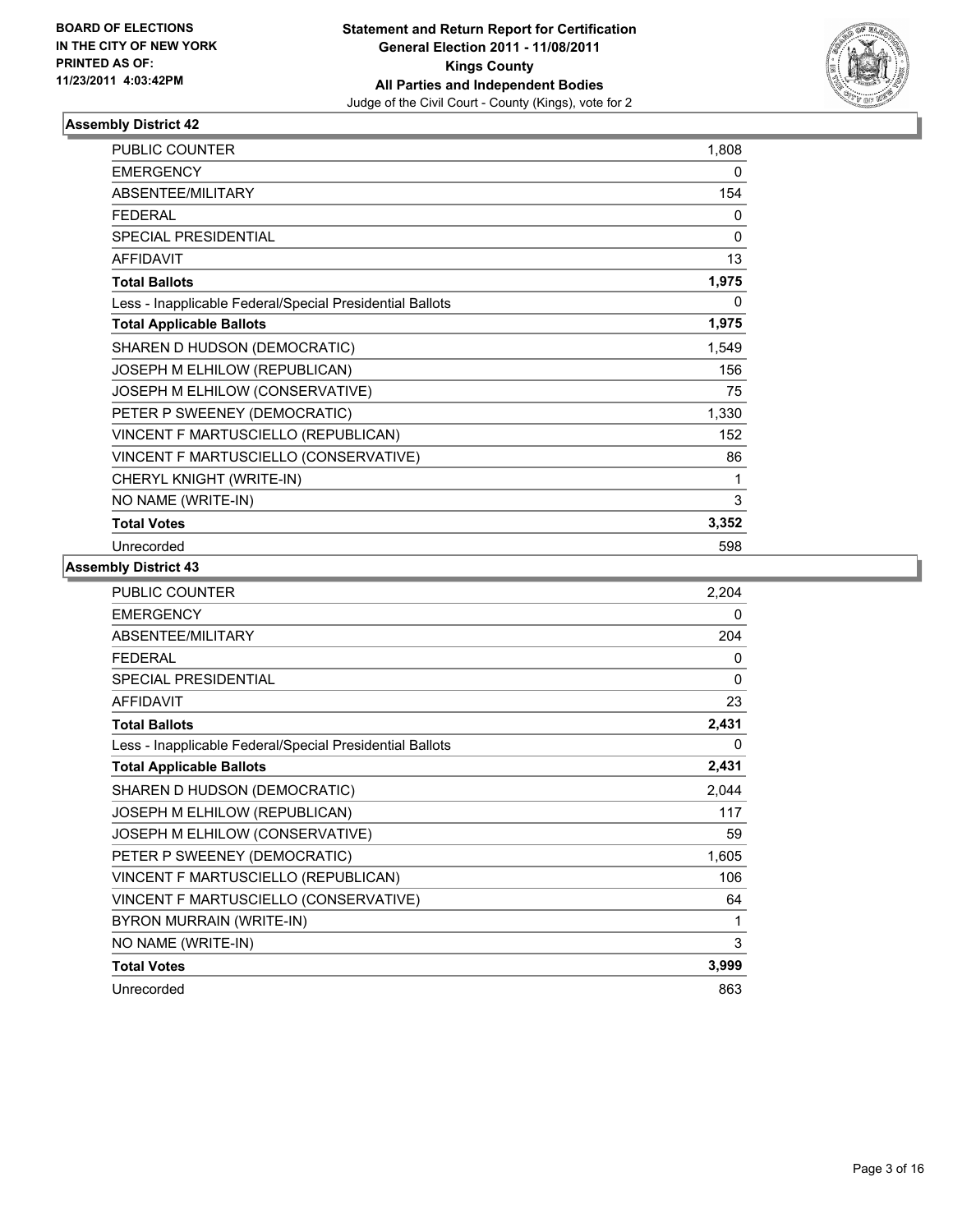**BOARD OF ELECTIONS IN THE CITY OF NEW YORK PRINTED AS OF: 11/23/2011 4:03:42PM**

**Statement and Return Report for Certification**
**General Election 2011 - 11/08/2011**
**Kings County**
**All Parties and Independent Bodies**
Judge of the Civil Court - County (Kings), vote for 2

### Assembly District 42

| | |
|---|---|
| PUBLIC COUNTER | 1,808 |
| EMERGENCY | 0 |
| ABSENTEE/MILITARY | 154 |
| FEDERAL | 0 |
| SPECIAL PRESIDENTIAL | 0 |
| AFFIDAVIT | 13 |
| **Total Ballots** | **1,975** |
| Less - Inapplicable Federal/Special Presidential Ballots | 0 |
| **Total Applicable Ballots** | **1,975** |
| SHAREN D HUDSON (DEMOCRATIC) | 1,549 |
| JOSEPH M ELHILOW (REPUBLICAN) | 156 |
| JOSEPH M ELHILOW (CONSERVATIVE) | 75 |
| PETER P SWEENEY (DEMOCRATIC) | 1,330 |
| VINCENT F MARTUSCIELLO (REPUBLICAN) | 152 |
| VINCENT F MARTUSCIELLO (CONSERVATIVE) | 86 |
| CHERYL KNIGHT (WRITE-IN) | 1 |
| NO NAME (WRITE-IN) | 3 |
| **Total Votes** | **3,352** |
| Unrecorded | 598 |

### Assembly District 43

| | |
|---|---|
| PUBLIC COUNTER | 2,204 |
| EMERGENCY | 0 |
| ABSENTEE/MILITARY | 204 |
| FEDERAL | 0 |
| SPECIAL PRESIDENTIAL | 0 |
| AFFIDAVIT | 23 |
| **Total Ballots** | **2,431** |
| Less - Inapplicable Federal/Special Presidential Ballots | 0 |
| **Total Applicable Ballots** | **2,431** |
| SHAREN D HUDSON (DEMOCRATIC) | 2,044 |
| JOSEPH M ELHILOW (REPUBLICAN) | 117 |
| JOSEPH M ELHILOW (CONSERVATIVE) | 59 |
| PETER P SWEENEY (DEMOCRATIC) | 1,605 |
| VINCENT F MARTUSCIELLO (REPUBLICAN) | 106 |
| VINCENT F MARTUSCIELLO (CONSERVATIVE) | 64 |
| BYRON MURRAIN (WRITE-IN) | 1 |
| NO NAME (WRITE-IN) | 3 |
| **Total Votes** | **3,999** |
| Unrecorded | 863 |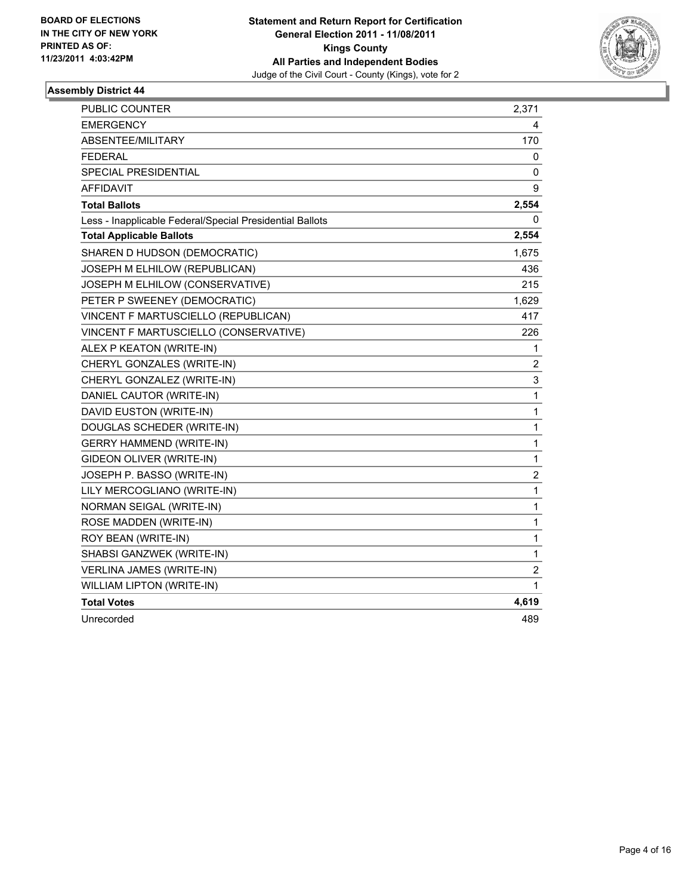**BOARD OF ELECTIONS IN THE CITY OF NEW YORK PRINTED AS OF: 11/23/2011 4:03:42PM**

**Statement and Return Report for Certification General Election 2011 - 11/08/2011 Kings County All Parties and Independent Bodies**

Judge of the Civil Court - County (Kings), vote for 2

## Assembly District 44

| | |
|---|---|
| PUBLIC COUNTER | 2,371 |
| EMERGENCY | 4 |
| ABSENTEE/MILITARY | 170 |
| FEDERAL | 0 |
| SPECIAL PRESIDENTIAL | 0 |
| AFFIDAVIT | 9 |
| **Total Ballots** | **2,554** |
| Less - Inapplicable Federal/Special Presidential Ballots | 0 |
| **Total Applicable Ballots** | **2,554** |
| SHAREN D HUDSON (DEMOCRATIC) | 1,675 |
| JOSEPH M ELHILOW (REPUBLICAN) | 436 |
| JOSEPH M ELHILOW (CONSERVATIVE) | 215 |
| PETER P SWEENEY (DEMOCRATIC) | 1,629 |
| VINCENT F MARTUSCIELLO (REPUBLICAN) | 417 |
| VINCENT F MARTUSCIELLO (CONSERVATIVE) | 226 |
| ALEX P KEATON (WRITE-IN) | 1 |
| CHERYL GONZALES (WRITE-IN) | 2 |
| CHERYL GONZALEZ (WRITE-IN) | 3 |
| DANIEL CAUTOR (WRITE-IN) | 1 |
| DAVID EUSTON (WRITE-IN) | 1 |
| DOUGLAS SCHEDER (WRITE-IN) | 1 |
| GERRY HAMMEND (WRITE-IN) | 1 |
| GIDEON OLIVER (WRITE-IN) | 1 |
| JOSEPH P. BASSO (WRITE-IN) | 2 |
| LILY MERCOGLIANO (WRITE-IN) | 1 |
| NORMAN SEIGAL (WRITE-IN) | 1 |
| ROSE MADDEN (WRITE-IN) | 1 |
| ROY BEAN (WRITE-IN) | 1 |
| SHABSI GANZWEK (WRITE-IN) | 1 |
| VERLINA JAMES (WRITE-IN) | 2 |
| WILLIAM LIPTON (WRITE-IN) | 1 |
| **Total Votes** | **4,619** |
| Unrecorded | 489 |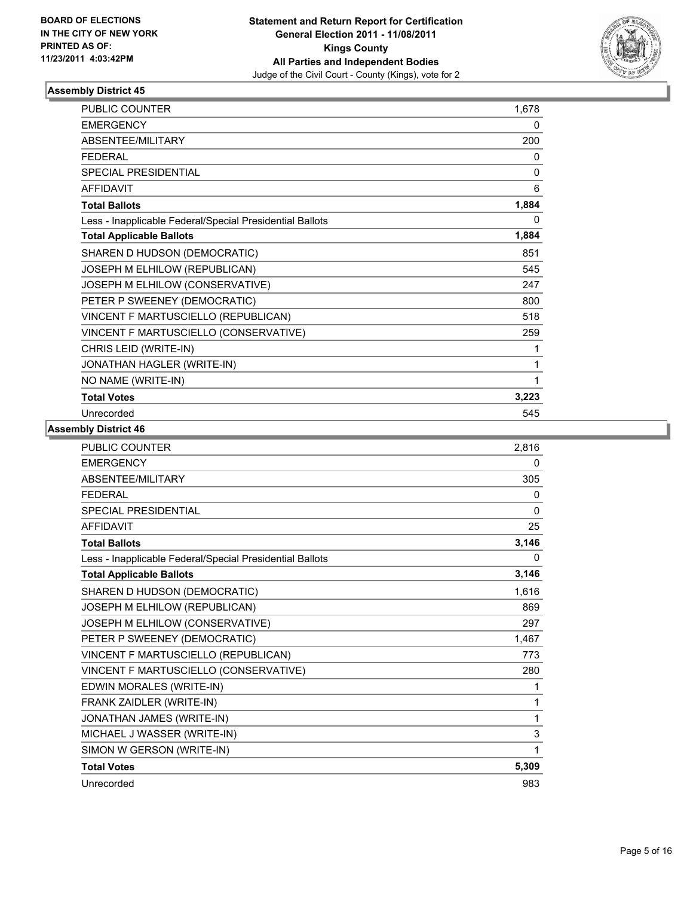**BOARD OF ELECTIONS IN THE CITY OF NEW YORK PRINTED AS OF: 11/23/2011 4:03:42PM**

**Statement and Return Report for Certification General Election 2011 - 11/08/2011 Kings County All Parties and Independent Bodies**
Judge of the Civil Court - County (Kings), vote for 2

### Assembly District 45

| | |
|---|---|
| PUBLIC COUNTER | 1,678 |
| EMERGENCY | 0 |
| ABSENTEE/MILITARY | 200 |
| FEDERAL | 0 |
| SPECIAL PRESIDENTIAL | 0 |
| AFFIDAVIT | 6 |
| **Total Ballots** | **1,884** |
| Less - Inapplicable Federal/Special Presidential Ballots | 0 |
| **Total Applicable Ballots** | **1,884** |
| SHAREN D HUDSON (DEMOCRATIC) | 851 |
| JOSEPH M ELHILOW (REPUBLICAN) | 545 |
| JOSEPH M ELHILOW (CONSERVATIVE) | 247 |
| PETER P SWEENEY (DEMOCRATIC) | 800 |
| VINCENT F MARTUSCIELLO (REPUBLICAN) | 518 |
| VINCENT F MARTUSCIELLO (CONSERVATIVE) | 259 |
| CHRIS LEID (WRITE-IN) | 1 |
| JONATHAN HAGLER (WRITE-IN) | 1 |
| NO NAME (WRITE-IN) | 1 |
| **Total Votes** | **3,223** |
| Unrecorded | 545 |

### Assembly District 46

| | |
|---|---|
| PUBLIC COUNTER | 2,816 |
| EMERGENCY | 0 |
| ABSENTEE/MILITARY | 305 |
| FEDERAL | 0 |
| SPECIAL PRESIDENTIAL | 0 |
| AFFIDAVIT | 25 |
| **Total Ballots** | **3,146** |
| Less - Inapplicable Federal/Special Presidential Ballots | 0 |
| **Total Applicable Ballots** | **3,146** |
| SHAREN D HUDSON (DEMOCRATIC) | 1,616 |
| JOSEPH M ELHILOW (REPUBLICAN) | 869 |
| JOSEPH M ELHILOW (CONSERVATIVE) | 297 |
| PETER P SWEENEY (DEMOCRATIC) | 1,467 |
| VINCENT F MARTUSCIELLO (REPUBLICAN) | 773 |
| VINCENT F MARTUSCIELLO (CONSERVATIVE) | 280 |
| EDWIN MORALES (WRITE-IN) | 1 |
| FRANK ZAIDLER (WRITE-IN) | 1 |
| JONATHAN JAMES (WRITE-IN) | 1 |
| MICHAEL J WASSER (WRITE-IN) | 3 |
| SIMON W GERSON (WRITE-IN) | 1 |
| **Total Votes** | **5,309** |
| Unrecorded | 983 |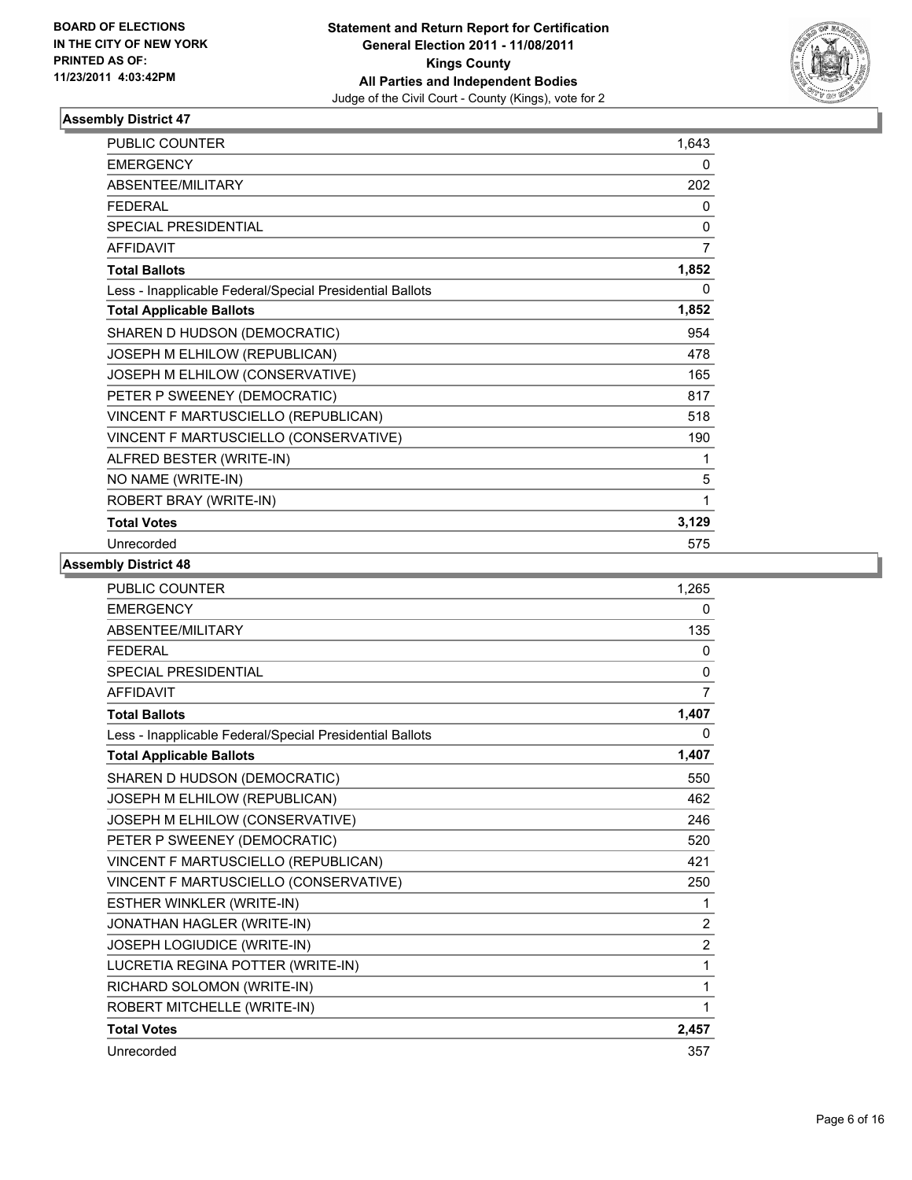BOARD OF ELECTIONS
IN THE CITY OF NEW YORK
PRINTED AS OF:
11/23/2011 4:03:42PM

**Statement and Return Report for Certification**
**General Election 2011 - 11/08/2011**
**Kings County**
**All Parties and Independent Bodies**
Judge of the Civil Court - County (Kings), vote for 2

### Assembly District 47

| | |
|---|---|
| PUBLIC COUNTER | 1,643 |
| EMERGENCY | 0 |
| ABSENTEE/MILITARY | 202 |
| FEDERAL | 0 |
| SPECIAL PRESIDENTIAL | 0 |
| AFFIDAVIT | 7 |
| **Total Ballots** | **1,852** |
| Less - Inapplicable Federal/Special Presidential Ballots | 0 |
| **Total Applicable Ballots** | **1,852** |
| SHAREN D HUDSON (DEMOCRATIC) | 954 |
| JOSEPH M ELHILOW (REPUBLICAN) | 478 |
| JOSEPH M ELHILOW (CONSERVATIVE) | 165 |
| PETER P SWEENEY (DEMOCRATIC) | 817 |
| VINCENT F MARTUSCIELLO (REPUBLICAN) | 518 |
| VINCENT F MARTUSCIELLO (CONSERVATIVE) | 190 |
| ALFRED BESTER (WRITE-IN) | 1 |
| NO NAME (WRITE-IN) | 5 |
| ROBERT BRAY (WRITE-IN) | 1 |
| **Total Votes** | **3,129** |
| Unrecorded | 575 |

### Assembly District 48

| | |
|---|---|
| PUBLIC COUNTER | 1,265 |
| EMERGENCY | 0 |
| ABSENTEE/MILITARY | 135 |
| FEDERAL | 0 |
| SPECIAL PRESIDENTIAL | 0 |
| AFFIDAVIT | 7 |
| **Total Ballots** | **1,407** |
| Less - Inapplicable Federal/Special Presidential Ballots | 0 |
| **Total Applicable Ballots** | **1,407** |
| SHAREN D HUDSON (DEMOCRATIC) | 550 |
| JOSEPH M ELHILOW (REPUBLICAN) | 462 |
| JOSEPH M ELHILOW (CONSERVATIVE) | 246 |
| PETER P SWEENEY (DEMOCRATIC) | 520 |
| VINCENT F MARTUSCIELLO (REPUBLICAN) | 421 |
| VINCENT F MARTUSCIELLO (CONSERVATIVE) | 250 |
| ESTHER WINKLER (WRITE-IN) | 1 |
| JONATHAN HAGLER (WRITE-IN) | 2 |
| JOSEPH LOGIUDICE (WRITE-IN) | 2 |
| LUCRETIA REGINA POTTER (WRITE-IN) | 1 |
| RICHARD SOLOMON (WRITE-IN) | 1 |
| ROBERT MITCHELLE (WRITE-IN) | 1 |
| **Total Votes** | **2,457** |
| Unrecorded | 357 |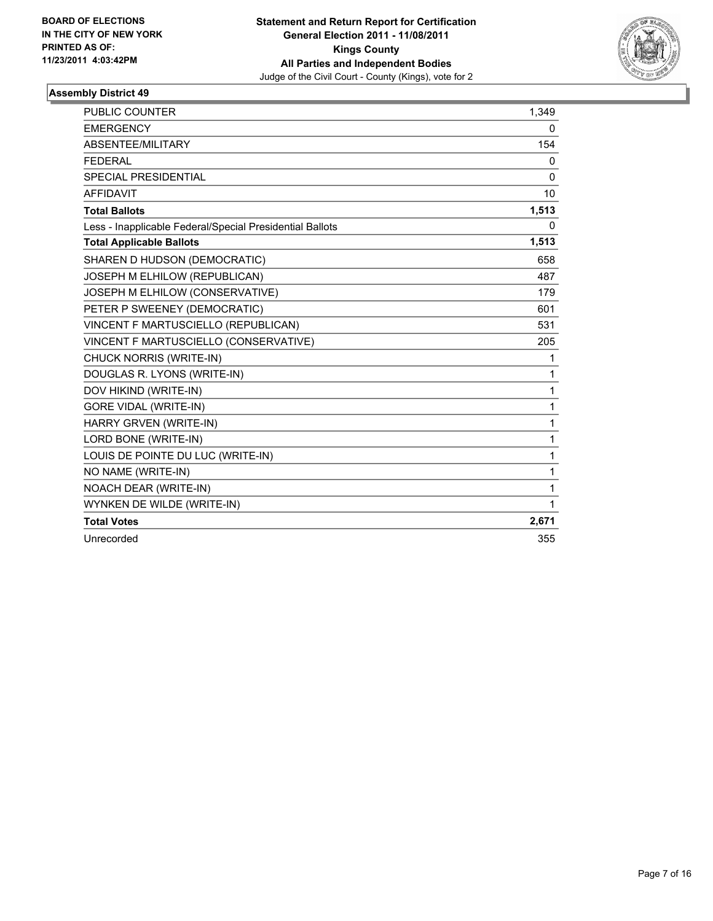BOARD OF ELECTIONS
IN THE CITY OF NEW YORK
PRINTED AS OF:
11/23/2011 4:03:42PM

**Statement and Return Report for Certification**
**General Election 2011 - 11/08/2011**
**Kings County**
**All Parties and Independent Bodies**
Judge of the Civil Court - County (Kings), vote for 2

### Assembly District 49

| | |
|---|---|
| PUBLIC COUNTER | 1,349 |
| EMERGENCY | 0 |
| ABSENTEE/MILITARY | 154 |
| FEDERAL | 0 |
| SPECIAL PRESIDENTIAL | 0 |
| AFFIDAVIT | 10 |
| **Total Ballots** | **1,513** |
| Less - Inapplicable Federal/Special Presidential Ballots | 0 |
| **Total Applicable Ballots** | **1,513** |
| SHAREN D HUDSON (DEMOCRATIC) | 658 |
| JOSEPH M ELHILOW (REPUBLICAN) | 487 |
| JOSEPH M ELHILOW (CONSERVATIVE) | 179 |
| PETER P SWEENEY (DEMOCRATIC) | 601 |
| VINCENT F MARTUSCIELLO (REPUBLICAN) | 531 |
| VINCENT F MARTUSCIELLO (CONSERVATIVE) | 205 |
| CHUCK NORRIS (WRITE-IN) | 1 |
| DOUGLAS R. LYONS (WRITE-IN) | 1 |
| DOV HIKIND (WRITE-IN) | 1 |
| GORE VIDAL (WRITE-IN) | 1 |
| HARRY GRVEN (WRITE-IN) | 1 |
| LORD BONE (WRITE-IN) | 1 |
| LOUIS DE POINTE DU LUC (WRITE-IN) | 1 |
| NO NAME (WRITE-IN) | 1 |
| NOACH DEAR (WRITE-IN) | 1 |
| WYNKEN DE WILDE (WRITE-IN) | 1 |
| **Total Votes** | **2,671** |
| Unrecorded | 355 |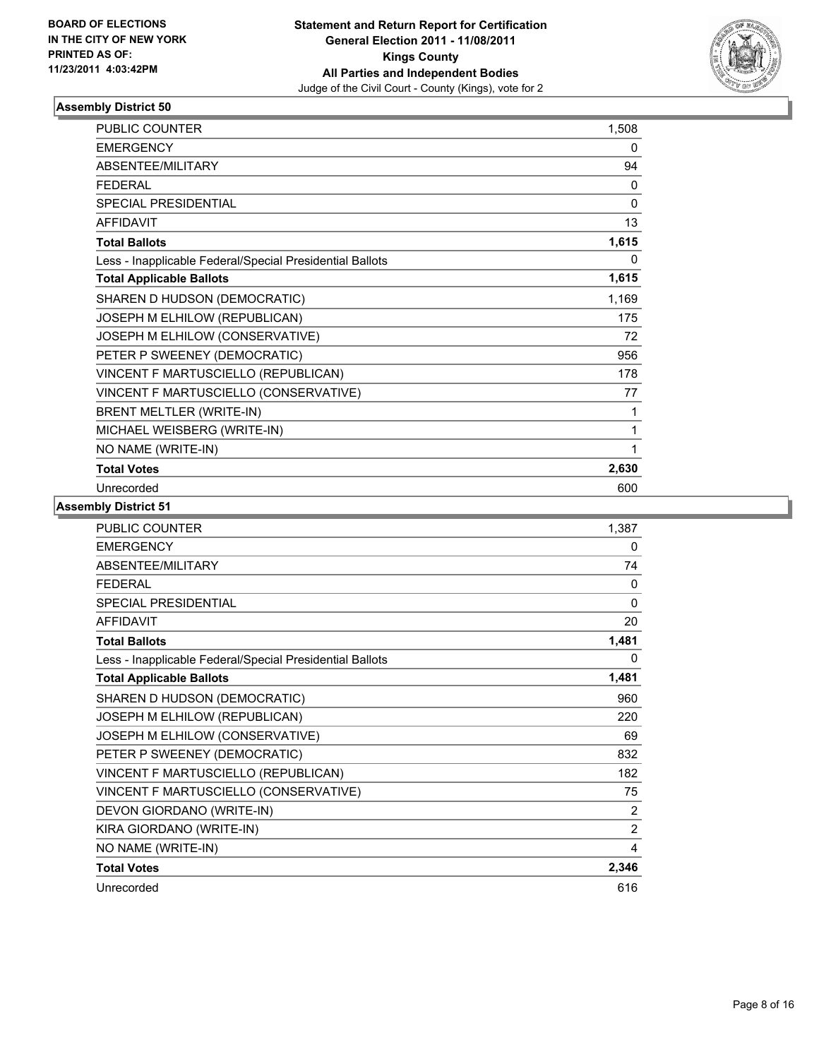**BOARD OF ELECTIONS IN THE CITY OF NEW YORK PRINTED AS OF: 11/23/2011 4:03:42PM**

**Statement and Return Report for Certification General Election 2011 - 11/08/2011 Kings County All Parties and Independent Bodies**

Judge of the Civil Court - County (Kings), vote for 2

### Assembly District 50

| | |
|---|---|
| PUBLIC COUNTER | 1,508 |
| EMERGENCY | 0 |
| ABSENTEE/MILITARY | 94 |
| FEDERAL | 0 |
| SPECIAL PRESIDENTIAL | 0 |
| AFFIDAVIT | 13 |
| **Total Ballots** | **1,615** |
| Less - Inapplicable Federal/Special Presidential Ballots | 0 |
| **Total Applicable Ballots** | **1,615** |
| SHAREN D HUDSON (DEMOCRATIC) | 1,169 |
| JOSEPH M ELHILOW (REPUBLICAN) | 175 |
| JOSEPH M ELHILOW (CONSERVATIVE) | 72 |
| PETER P SWEENEY (DEMOCRATIC) | 956 |
| VINCENT F MARTUSCIELLO (REPUBLICAN) | 178 |
| VINCENT F MARTUSCIELLO (CONSERVATIVE) | 77 |
| BRENT MELTLER (WRITE-IN) | 1 |
| MICHAEL WEISBERG (WRITE-IN) | 1 |
| NO NAME (WRITE-IN) | 1 |
| **Total Votes** | **2,630** |
| Unrecorded | 600 |

### Assembly District 51

| | |
|---|---|
| PUBLIC COUNTER | 1,387 |
| EMERGENCY | 0 |
| ABSENTEE/MILITARY | 74 |
| FEDERAL | 0 |
| SPECIAL PRESIDENTIAL | 0 |
| AFFIDAVIT | 20 |
| **Total Ballots** | **1,481** |
| Less - Inapplicable Federal/Special Presidential Ballots | 0 |
| **Total Applicable Ballots** | **1,481** |
| SHAREN D HUDSON (DEMOCRATIC) | 960 |
| JOSEPH M ELHILOW (REPUBLICAN) | 220 |
| JOSEPH M ELHILOW (CONSERVATIVE) | 69 |
| PETER P SWEENEY (DEMOCRATIC) | 832 |
| VINCENT F MARTUSCIELLO (REPUBLICAN) | 182 |
| VINCENT F MARTUSCIELLO (CONSERVATIVE) | 75 |
| DEVON GIORDANO (WRITE-IN) | 2 |
| KIRA GIORDANO (WRITE-IN) | 2 |
| NO NAME (WRITE-IN) | 4 |
| **Total Votes** | **2,346** |
| Unrecorded | 616 |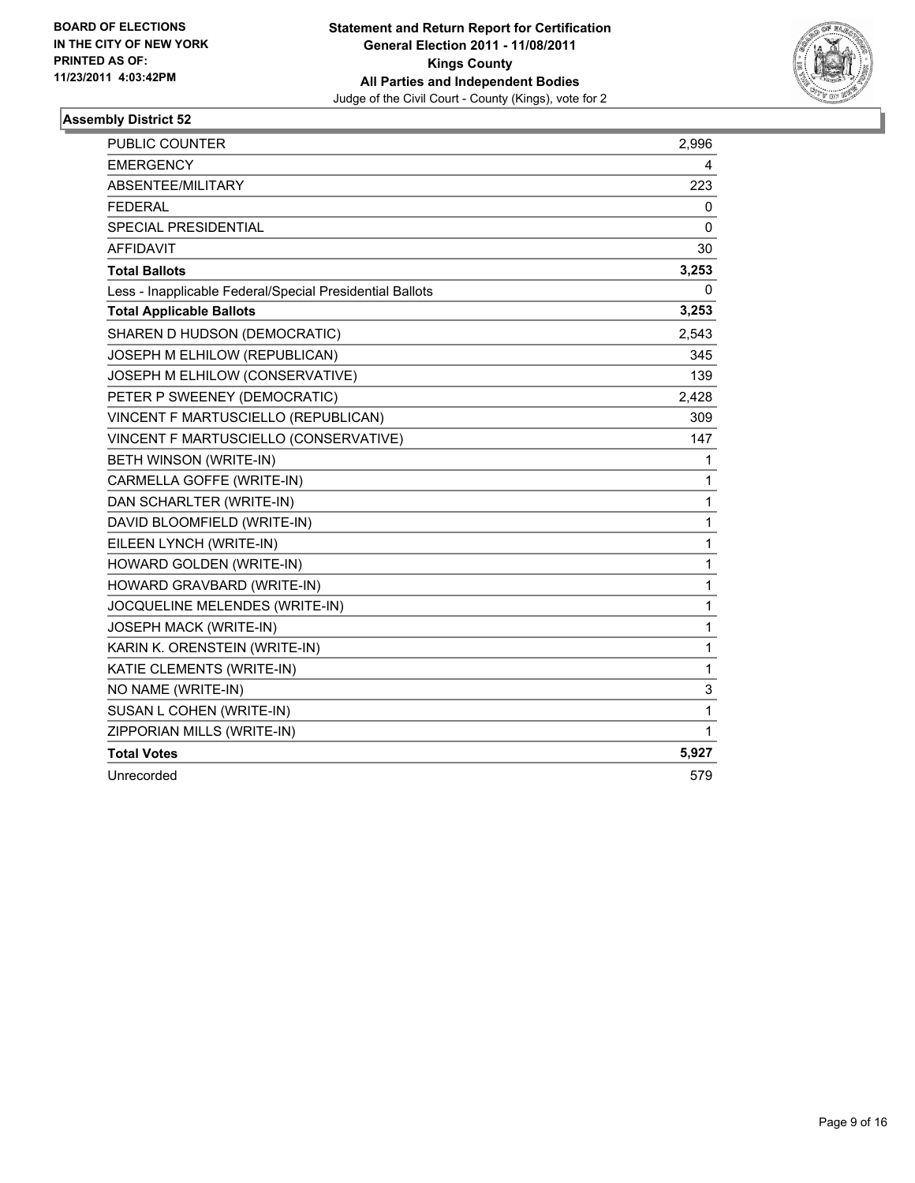**BOARD OF ELECTIONS IN THE CITY OF NEW YORK PRINTED AS OF: 11/23/2011 4:03:42PM**

**Statement and Return Report for Certification**
**General Election 2011 - 11/08/2011**
**Kings County**
**All Parties and Independent Bodies**
Judge of the Civil Court - County (Kings), vote for 2

### Assembly District 52

| | |
|---|---|
| PUBLIC COUNTER | 2,996 |
| EMERGENCY | 4 |
| ABSENTEE/MILITARY | 223 |
| FEDERAL | 0 |
| SPECIAL PRESIDENTIAL | 0 |
| AFFIDAVIT | 30 |
| **Total Ballots** | **3,253** |
| Less - Inapplicable Federal/Special Presidential Ballots | 0 |
| **Total Applicable Ballots** | **3,253** |
| SHAREN D HUDSON (DEMOCRATIC) | 2,543 |
| JOSEPH M ELHILOW (REPUBLICAN) | 345 |
| JOSEPH M ELHILOW (CONSERVATIVE) | 139 |
| PETER P SWEENEY (DEMOCRATIC) | 2,428 |
| VINCENT F MARTUSCIELLO (REPUBLICAN) | 309 |
| VINCENT F MARTUSCIELLO (CONSERVATIVE) | 147 |
| BETH WINSON (WRITE-IN) | 1 |
| CARMELLA GOFFE (WRITE-IN) | 1 |
| DAN SCHARLTER (WRITE-IN) | 1 |
| DAVID BLOOMFIELD (WRITE-IN) | 1 |
| EILEEN LYNCH (WRITE-IN) | 1 |
| HOWARD GOLDEN (WRITE-IN) | 1 |
| HOWARD GRAVBARD (WRITE-IN) | 1 |
| JOCQUELINE MELENDES (WRITE-IN) | 1 |
| JOSEPH MACK (WRITE-IN) | 1 |
| KARIN K. ORENSTEIN (WRITE-IN) | 1 |
| KATIE CLEMENTS (WRITE-IN) | 1 |
| NO NAME (WRITE-IN) | 3 |
| SUSAN L COHEN (WRITE-IN) | 1 |
| ZIPPORIAN MILLS (WRITE-IN) | 1 |
| **Total Votes** | **5,927** |
| Unrecorded | 579 |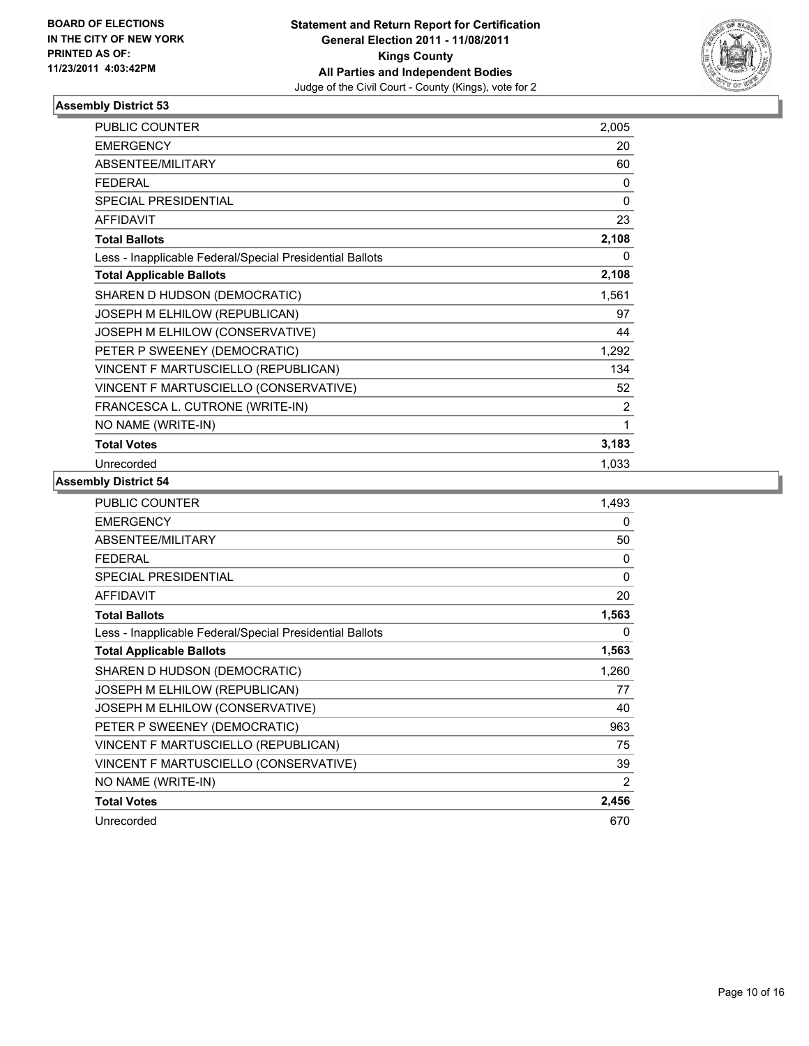BOARD OF ELECTIONS
IN THE CITY OF NEW YORK
PRINTED AS OF:
11/23/2011 4:03:42PM

**Statement and Return Report for Certification**
**General Election 2011 - 11/08/2011**
**Kings County**
**All Parties and Independent Bodies**
Judge of the Civil Court - County (Kings), vote for 2

### Assembly District 53

| | |
|---|---|
| PUBLIC COUNTER | 2,005 |
| EMERGENCY | 20 |
| ABSENTEE/MILITARY | 60 |
| FEDERAL | 0 |
| SPECIAL PRESIDENTIAL | 0 |
| AFFIDAVIT | 23 |
| **Total Ballots** | **2,108** |
| Less - Inapplicable Federal/Special Presidential Ballots | 0 |
| **Total Applicable Ballots** | **2,108** |
| SHAREN D HUDSON (DEMOCRATIC) | 1,561 |
| JOSEPH M ELHILOW (REPUBLICAN) | 97 |
| JOSEPH M ELHILOW (CONSERVATIVE) | 44 |
| PETER P SWEENEY (DEMOCRATIC) | 1,292 |
| VINCENT F MARTUSCIELLO (REPUBLICAN) | 134 |
| VINCENT F MARTUSCIELLO (CONSERVATIVE) | 52 |
| FRANCESCA L. CUTRONE (WRITE-IN) | 2 |
| NO NAME (WRITE-IN) | 1 |
| **Total Votes** | **3,183** |
| Unrecorded | 1,033 |

### Assembly District 54

| | |
|---|---|
| PUBLIC COUNTER | 1,493 |
| EMERGENCY | 0 |
| ABSENTEE/MILITARY | 50 |
| FEDERAL | 0 |
| SPECIAL PRESIDENTIAL | 0 |
| AFFIDAVIT | 20 |
| **Total Ballots** | **1,563** |
| Less - Inapplicable Federal/Special Presidential Ballots | 0 |
| **Total Applicable Ballots** | **1,563** |
| SHAREN D HUDSON (DEMOCRATIC) | 1,260 |
| JOSEPH M ELHILOW (REPUBLICAN) | 77 |
| JOSEPH M ELHILOW (CONSERVATIVE) | 40 |
| PETER P SWEENEY (DEMOCRATIC) | 963 |
| VINCENT F MARTUSCIELLO (REPUBLICAN) | 75 |
| VINCENT F MARTUSCIELLO (CONSERVATIVE) | 39 |
| NO NAME (WRITE-IN) | 2 |
| **Total Votes** | **2,456** |
| Unrecorded | 670 |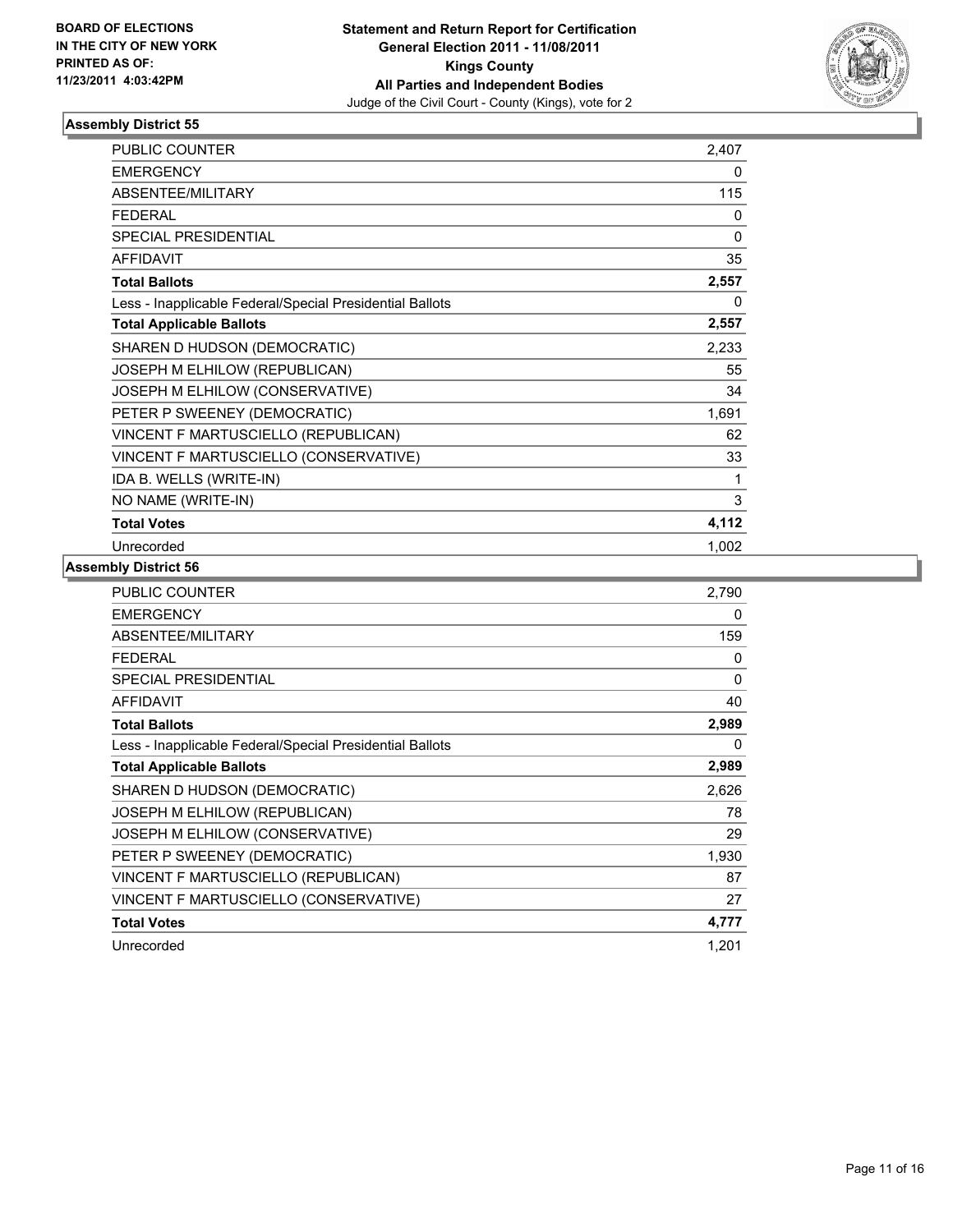**BOARD OF ELECTIONS IN THE CITY OF NEW YORK PRINTED AS OF: 11/23/2011 4:03:42PM**

**Statement and Return Report for Certification**
**General Election 2011 - 11/08/2011**
**Kings County**
**All Parties and Independent Bodies**
Judge of the Civil Court - County (Kings), vote for 2

### Assembly District 55

| | |
|---|---|
| PUBLIC COUNTER | 2,407 |
| EMERGENCY | 0 |
| ABSENTEE/MILITARY | 115 |
| FEDERAL | 0 |
| SPECIAL PRESIDENTIAL | 0 |
| AFFIDAVIT | 35 |
| **Total Ballots** | **2,557** |
| Less - Inapplicable Federal/Special Presidential Ballots | 0 |
| **Total Applicable Ballots** | **2,557** |
| SHAREN D HUDSON (DEMOCRATIC) | 2,233 |
| JOSEPH M ELHILOW (REPUBLICAN) | 55 |
| JOSEPH M ELHILOW (CONSERVATIVE) | 34 |
| PETER P SWEENEY (DEMOCRATIC) | 1,691 |
| VINCENT F MARTUSCIELLO (REPUBLICAN) | 62 |
| VINCENT F MARTUSCIELLO (CONSERVATIVE) | 33 |
| IDA B. WELLS (WRITE-IN) | 1 |
| NO NAME (WRITE-IN) | 3 |
| **Total Votes** | **4,112** |
| Unrecorded | 1,002 |

### Assembly District 56

| | |
|---|---|
| PUBLIC COUNTER | 2,790 |
| EMERGENCY | 0 |
| ABSENTEE/MILITARY | 159 |
| FEDERAL | 0 |
| SPECIAL PRESIDENTIAL | 0 |
| AFFIDAVIT | 40 |
| **Total Ballots** | **2,989** |
| Less - Inapplicable Federal/Special Presidential Ballots | 0 |
| **Total Applicable Ballots** | **2,989** |
| SHAREN D HUDSON (DEMOCRATIC) | 2,626 |
| JOSEPH M ELHILOW (REPUBLICAN) | 78 |
| JOSEPH M ELHILOW (CONSERVATIVE) | 29 |
| PETER P SWEENEY (DEMOCRATIC) | 1,930 |
| VINCENT F MARTUSCIELLO (REPUBLICAN) | 87 |
| VINCENT F MARTUSCIELLO (CONSERVATIVE) | 27 |
| **Total Votes** | **4,777** |
| Unrecorded | 1,201 |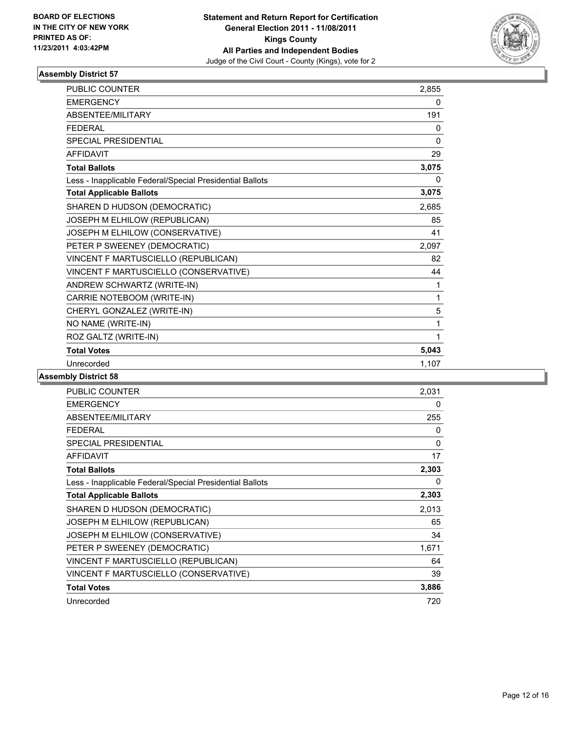BOARD OF ELECTIONS
IN THE CITY OF NEW YORK
PRINTED AS OF:
11/23/2011 4:03:42PM

**Statement and Return Report for Certification**
**General Election 2011 - 11/08/2011**
**Kings County**
**All Parties and Independent Bodies**
Judge of the Civil Court - County (Kings), vote for 2

### Assembly District 57

| | |
|---|---|
| PUBLIC COUNTER | 2,855 |
| EMERGENCY | 0 |
| ABSENTEE/MILITARY | 191 |
| FEDERAL | 0 |
| SPECIAL PRESIDENTIAL | 0 |
| AFFIDAVIT | 29 |
| **Total Ballots** | **3,075** |
| Less - Inapplicable Federal/Special Presidential Ballots | 0 |
| **Total Applicable Ballots** | **3,075** |
| SHAREN D HUDSON (DEMOCRATIC) | 2,685 |
| JOSEPH M ELHILOW (REPUBLICAN) | 85 |
| JOSEPH M ELHILOW (CONSERVATIVE) | 41 |
| PETER P SWEENEY (DEMOCRATIC) | 2,097 |
| VINCENT F MARTUSCIELLO (REPUBLICAN) | 82 |
| VINCENT F MARTUSCIELLO (CONSERVATIVE) | 44 |
| ANDREW SCHWARTZ (WRITE-IN) | 1 |
| CARRIE NOTEBOOM (WRITE-IN) | 1 |
| CHERYL GONZALEZ (WRITE-IN) | 5 |
| NO NAME (WRITE-IN) | 1 |
| ROZ GALTZ (WRITE-IN) | 1 |
| **Total Votes** | **5,043** |
| Unrecorded | 1,107 |

### Assembly District 58

| | |
|---|---|
| PUBLIC COUNTER | 2,031 |
| EMERGENCY | 0 |
| ABSENTEE/MILITARY | 255 |
| FEDERAL | 0 |
| SPECIAL PRESIDENTIAL | 0 |
| AFFIDAVIT | 17 |
| **Total Ballots** | **2,303** |
| Less - Inapplicable Federal/Special Presidential Ballots | 0 |
| **Total Applicable Ballots** | **2,303** |
| SHAREN D HUDSON (DEMOCRATIC) | 2,013 |
| JOSEPH M ELHILOW (REPUBLICAN) | 65 |
| JOSEPH M ELHILOW (CONSERVATIVE) | 34 |
| PETER P SWEENEY (DEMOCRATIC) | 1,671 |
| VINCENT F MARTUSCIELLO (REPUBLICAN) | 64 |
| VINCENT F MARTUSCIELLO (CONSERVATIVE) | 39 |
| **Total Votes** | **3,886** |
| Unrecorded | 720 |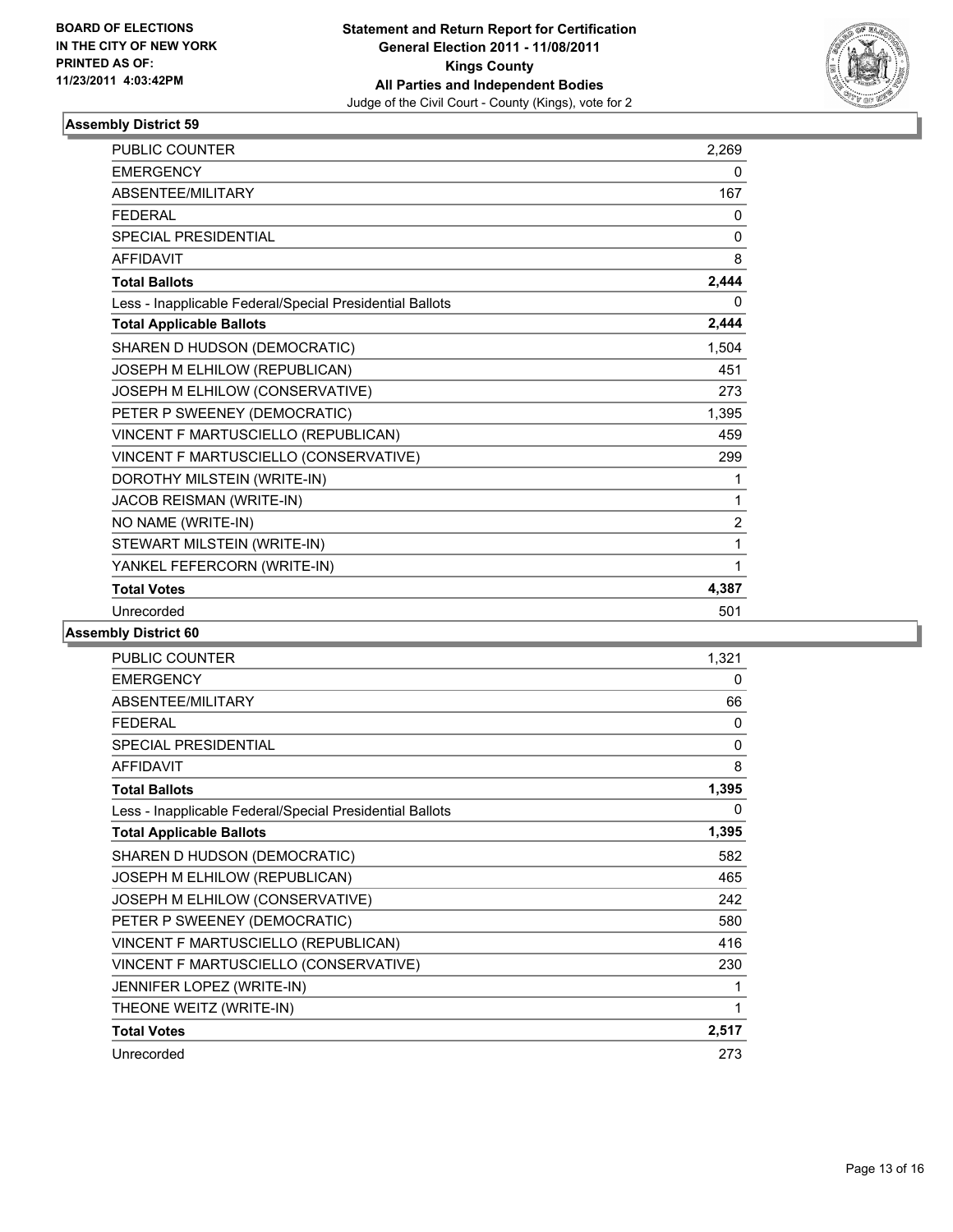BOARD OF ELECTIONS
IN THE CITY OF NEW YORK
PRINTED AS OF:
11/23/2011 4:03:42PM

**Statement and Return Report for Certification**
**General Election 2011 - 11/08/2011**
**Kings County**
**All Parties and Independent Bodies**
Judge of the Civil Court - County (Kings), vote for 2

### Assembly District 59

| | |
|---|---|
| PUBLIC COUNTER | 2,269 |
| EMERGENCY | 0 |
| ABSENTEE/MILITARY | 167 |
| FEDERAL | 0 |
| SPECIAL PRESIDENTIAL | 0 |
| AFFIDAVIT | 8 |
| **Total Ballots** | **2,444** |
| Less - Inapplicable Federal/Special Presidential Ballots | 0 |
| **Total Applicable Ballots** | **2,444** |
| SHAREN D HUDSON (DEMOCRATIC) | 1,504 |
| JOSEPH M ELHILOW (REPUBLICAN) | 451 |
| JOSEPH M ELHILOW (CONSERVATIVE) | 273 |
| PETER P SWEENEY (DEMOCRATIC) | 1,395 |
| VINCENT F MARTUSCIELLO (REPUBLICAN) | 459 |
| VINCENT F MARTUSCIELLO (CONSERVATIVE) | 299 |
| DOROTHY MILSTEIN (WRITE-IN) | 1 |
| JACOB REISMAN (WRITE-IN) | 1 |
| NO NAME (WRITE-IN) | 2 |
| STEWART MILSTEIN (WRITE-IN) | 1 |
| YANKEL FEFERCORN (WRITE-IN) | 1 |
| **Total Votes** | **4,387** |
| Unrecorded | 501 |

### Assembly District 60

| | |
|---|---|
| PUBLIC COUNTER | 1,321 |
| EMERGENCY | 0 |
| ABSENTEE/MILITARY | 66 |
| FEDERAL | 0 |
| SPECIAL PRESIDENTIAL | 0 |
| AFFIDAVIT | 8 |
| **Total Ballots** | **1,395** |
| Less - Inapplicable Federal/Special Presidential Ballots | 0 |
| **Total Applicable Ballots** | **1,395** |
| SHAREN D HUDSON (DEMOCRATIC) | 582 |
| JOSEPH M ELHILOW (REPUBLICAN) | 465 |
| JOSEPH M ELHILOW (CONSERVATIVE) | 242 |
| PETER P SWEENEY (DEMOCRATIC) | 580 |
| VINCENT F MARTUSCIELLO (REPUBLICAN) | 416 |
| VINCENT F MARTUSCIELLO (CONSERVATIVE) | 230 |
| JENNIFER LOPEZ (WRITE-IN) | 1 |
| THEONE WEITZ (WRITE-IN) | 1 |
| **Total Votes** | **2,517** |
| Unrecorded | 273 |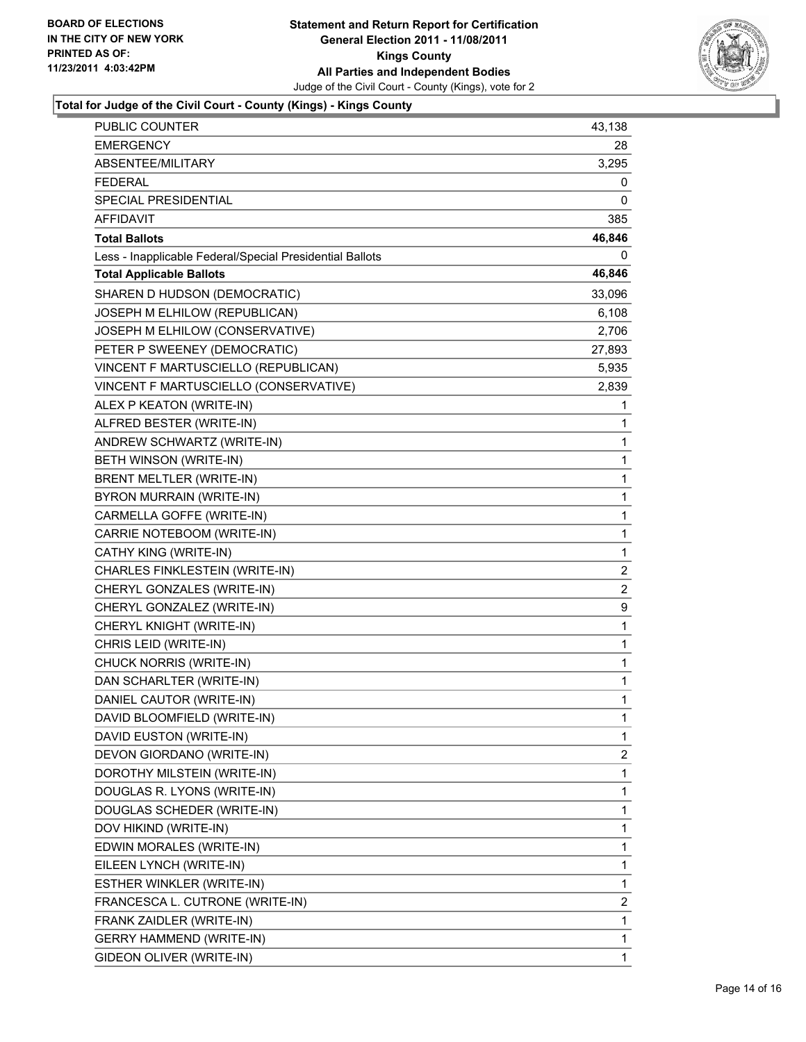**BOARD OF ELECTIONS IN THE CITY OF NEW YORK PRINTED AS OF: 11/23/2011 4:03:42PM**

**Statement and Return Report for Certification General Election 2011 - 11/08/2011 Kings County All Parties and Independent Bodies**

Judge of the Civil Court - County (Kings), vote for 2

## Total for Judge of the Civil Court - County (Kings) - Kings County

| | |
|---|---|
| PUBLIC COUNTER | 43,138 |
| EMERGENCY | 28 |
| ABSENTEE/MILITARY | 3,295 |
| FEDERAL | 0 |
| SPECIAL PRESIDENTIAL | 0 |
| AFFIDAVIT | 385 |
| **Total Ballots** | **46,846** |
| Less - Inapplicable Federal/Special Presidential Ballots | 0 |
| **Total Applicable Ballots** | **46,846** |
| SHAREN D HUDSON (DEMOCRATIC) | 33,096 |
| JOSEPH M ELHILOW (REPUBLICAN) | 6,108 |
| JOSEPH M ELHILOW (CONSERVATIVE) | 2,706 |
| PETER P SWEENEY (DEMOCRATIC) | 27,893 |
| VINCENT F MARTUSCIELLO (REPUBLICAN) | 5,935 |
| VINCENT F MARTUSCIELLO (CONSERVATIVE) | 2,839 |
| ALEX P KEATON (WRITE-IN) | 1 |
| ALFRED BESTER (WRITE-IN) | 1 |
| ANDREW SCHWARTZ (WRITE-IN) | 1 |
| BETH WINSON (WRITE-IN) | 1 |
| BRENT MELTLER (WRITE-IN) | 1 |
| BYRON MURRAIN (WRITE-IN) | 1 |
| CARMELLA GOFFE (WRITE-IN) | 1 |
| CARRIE NOTEBOOM (WRITE-IN) | 1 |
| CATHY KING (WRITE-IN) | 1 |
| CHARLES FINKLESTEIN (WRITE-IN) | 2 |
| CHERYL GONZALES (WRITE-IN) | 2 |
| CHERYL GONZALEZ (WRITE-IN) | 9 |
| CHERYL KNIGHT (WRITE-IN) | 1 |
| CHRIS LEID (WRITE-IN) | 1 |
| CHUCK NORRIS (WRITE-IN) | 1 |
| DAN SCHARLTER (WRITE-IN) | 1 |
| DANIEL CAUTOR (WRITE-IN) | 1 |
| DAVID BLOOMFIELD (WRITE-IN) | 1 |
| DAVID EUSTON (WRITE-IN) | 1 |
| DEVON GIORDANO (WRITE-IN) | 2 |
| DOROTHY MILSTEIN (WRITE-IN) | 1 |
| DOUGLAS R. LYONS (WRITE-IN) | 1 |
| DOUGLAS SCHEDER (WRITE-IN) | 1 |
| DOV HIKIND (WRITE-IN) | 1 |
| EDWIN MORALES (WRITE-IN) | 1 |
| EILEEN LYNCH (WRITE-IN) | 1 |
| ESTHER WINKLER (WRITE-IN) | 1 |
| FRANCESCA L. CUTRONE (WRITE-IN) | 2 |
| FRANK ZAIDLER (WRITE-IN) | 1 |
| GERRY HAMMEND (WRITE-IN) | 1 |
| GIDEON OLIVER (WRITE-IN) | 1 |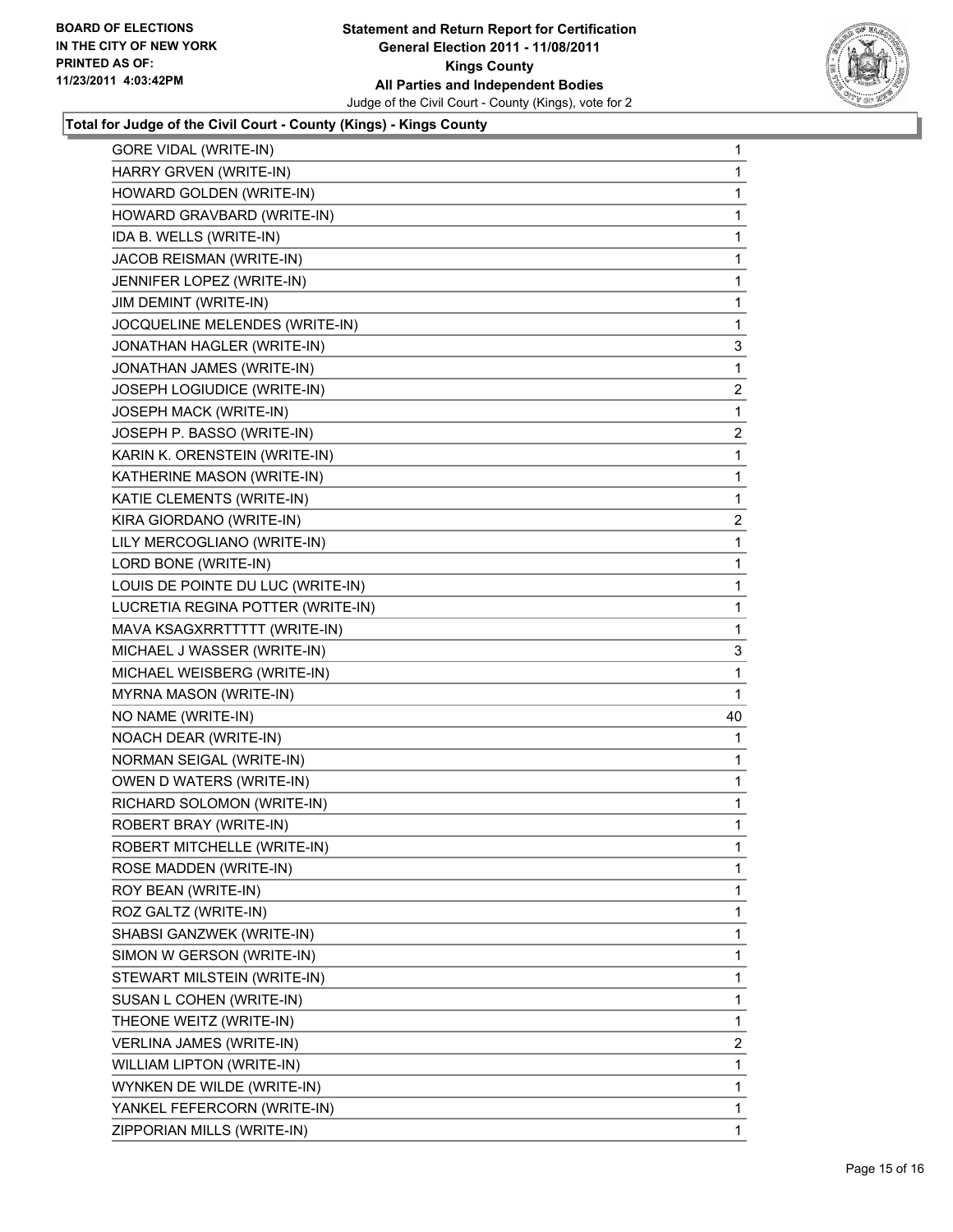**Total for Judge of the Civil Court - County (Kings) - Kings County**

| | |
|---|---|
| GORE VIDAL (WRITE-IN) | 1 |
| HARRY GRVEN (WRITE-IN) | 1 |
| HOWARD GOLDEN (WRITE-IN) | 1 |
| HOWARD GRAVBARD (WRITE-IN) | 1 |
| IDA B. WELLS (WRITE-IN) | 1 |
| JACOB REISMAN (WRITE-IN) | 1 |
| JENNIFER LOPEZ (WRITE-IN) | 1 |
| JIM DEMINT (WRITE-IN) | 1 |
| JOCQUELINE MELENDES (WRITE-IN) | 1 |
| JONATHAN HAGLER (WRITE-IN) | 3 |
| JONATHAN JAMES (WRITE-IN) | 1 |
| JOSEPH LOGIUDICE (WRITE-IN) | 2 |
| JOSEPH MACK (WRITE-IN) | 1 |
| JOSEPH P. BASSO (WRITE-IN) | 2 |
| KARIN K. ORENSTEIN (WRITE-IN) | 1 |
| KATHERINE MASON (WRITE-IN) | 1 |
| KATIE CLEMENTS (WRITE-IN) | 1 |
| KIRA GIORDANO (WRITE-IN) | 2 |
| LILY MERCOGLIANO (WRITE-IN) | 1 |
| LORD BONE (WRITE-IN) | 1 |
| LOUIS DE POINTE DU LUC (WRITE-IN) | 1 |
| LUCRETIA REGINA POTTER (WRITE-IN) | 1 |
| MAVA KSAGXRRTTTTT (WRITE-IN) | 1 |
| MICHAEL J WASSER (WRITE-IN) | 3 |
| MICHAEL WEISBERG (WRITE-IN) | 1 |
| MYRNA MASON (WRITE-IN) | 1 |
| NO NAME (WRITE-IN) | 40 |
| NOACH DEAR (WRITE-IN) | 1 |
| NORMAN SEIGAL (WRITE-IN) | 1 |
| OWEN D WATERS (WRITE-IN) | 1 |
| RICHARD SOLOMON (WRITE-IN) | 1 |
| ROBERT BRAY (WRITE-IN) | 1 |
| ROBERT MITCHELLE (WRITE-IN) | 1 |
| ROSE MADDEN (WRITE-IN) | 1 |
| ROY BEAN (WRITE-IN) | 1 |
| ROZ GALTZ (WRITE-IN) | 1 |
| SHABSI GANZWEK (WRITE-IN) | 1 |
| SIMON W GERSON (WRITE-IN) | 1 |
| STEWART MILSTEIN (WRITE-IN) | 1 |
| SUSAN L COHEN (WRITE-IN) | 1 |
| THEONE WEITZ (WRITE-IN) | 1 |
| VERLINA JAMES (WRITE-IN) | 2 |
| WILLIAM LIPTON (WRITE-IN) | 1 |
| WYNKEN DE WILDE (WRITE-IN) | 1 |
| YANKEL FEFERCORN (WRITE-IN) | 1 |
| ZIPPORIAN MILLS (WRITE-IN) | 1 |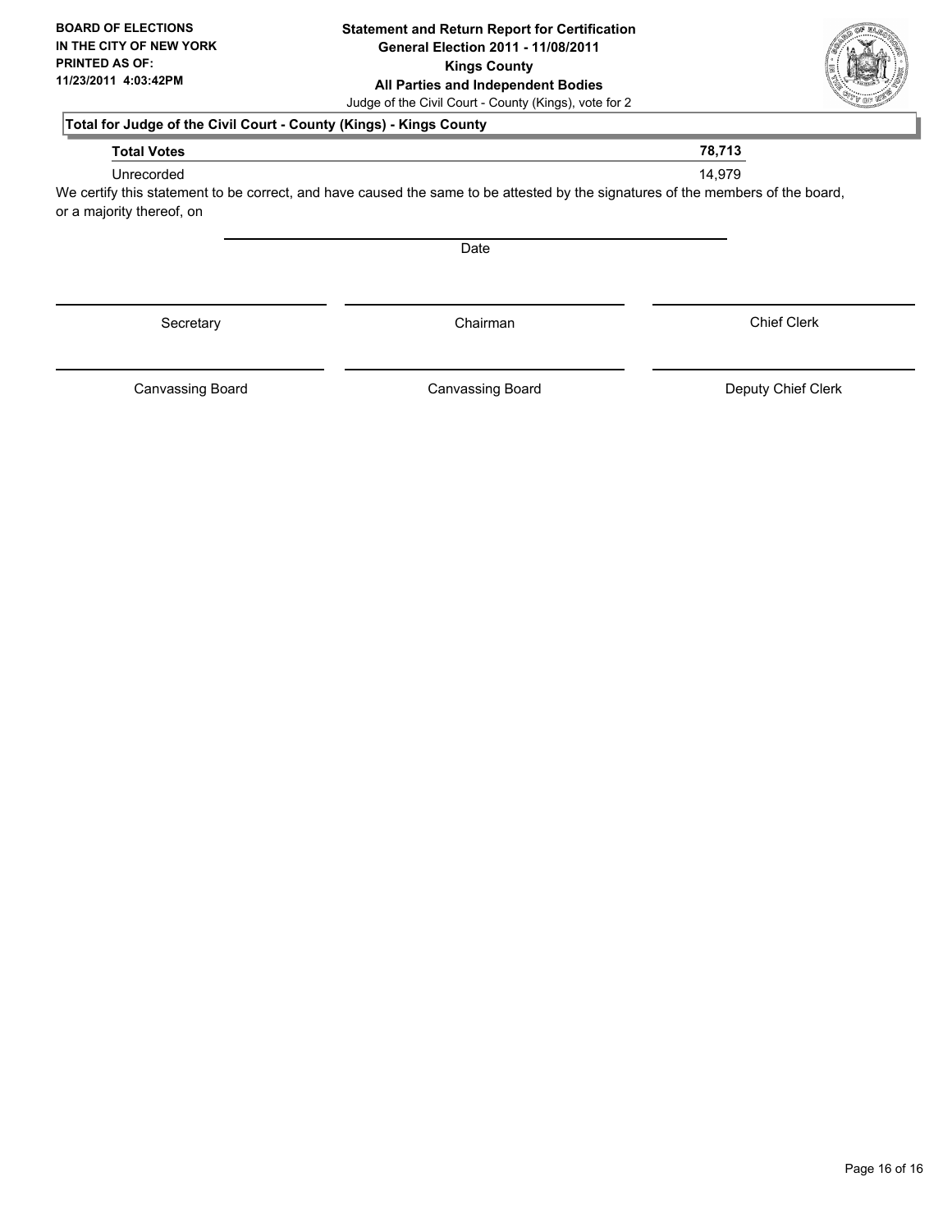**BOARD OF ELECTIONS IN THE CITY OF NEW YORK PRINTED AS OF: 11/23/2011 4:03:42PM**

**Statement and Return Report for Certification**
**General Election 2011 - 11/08/2011**
**Kings County**
**All Parties and Independent Bodies**
Judge of the Civil Court - County (Kings), vote for 2

### Total for Judge of the Civil Court - County (Kings) - Kings County

| | |
|---|---|
| **Total Votes** | **78,713** |
| Unrecorded | 14,979 |

We certify this statement to be correct, and have caused the same to be attested by the signatures of the members of the board, or a majority thereof, on

Date

| | | |
|---|---|---|
| Secretary | Chairman | Chief Clerk |
| Canvassing Board | Canvassing Board | Deputy Chief Clerk |